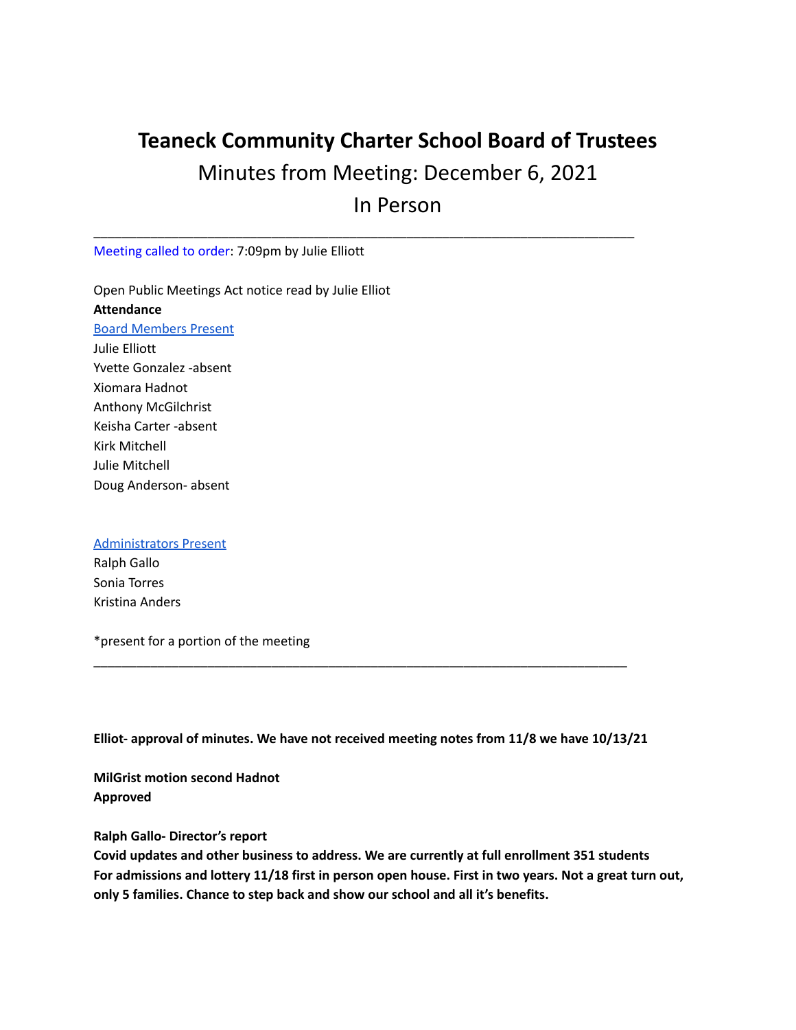# Teaneck Community Charter School Board of Trustees

## Minutes from Meeting: December 6, 2021

## In Person

---

Meeting called to order: 7:09pm by Julie Elliott

Open Public Meetings Act notice read by Julie Elliot

**Attendance**

Board Members Present

Julie Elliott
Yvette Gonzalez -absent
Xiomara Hadnot
Anthony McGilchrist
Keisha Carter -absent
Kirk Mitchell
Julie Mitchell
Doug Anderson- absent

Administrators Present

Ralph Gallo
Sonia Torres
Kristina Anders

*present for a portion of the meeting

---

**Elliot- approval of minutes. We have not received meeting notes from 11/8 we have 10/13/21**

**MilGrist motion second Hadnot**
**Approved**

**Ralph Gallo- Director's report**
**Covid updates and other business to address. We are currently at full enrollment 351 students**
**For admissions and lottery 11/18 first in person open house. First in two years. Not a great turn out, only 5 families. Chance to step back and show our school and all it's benefits.**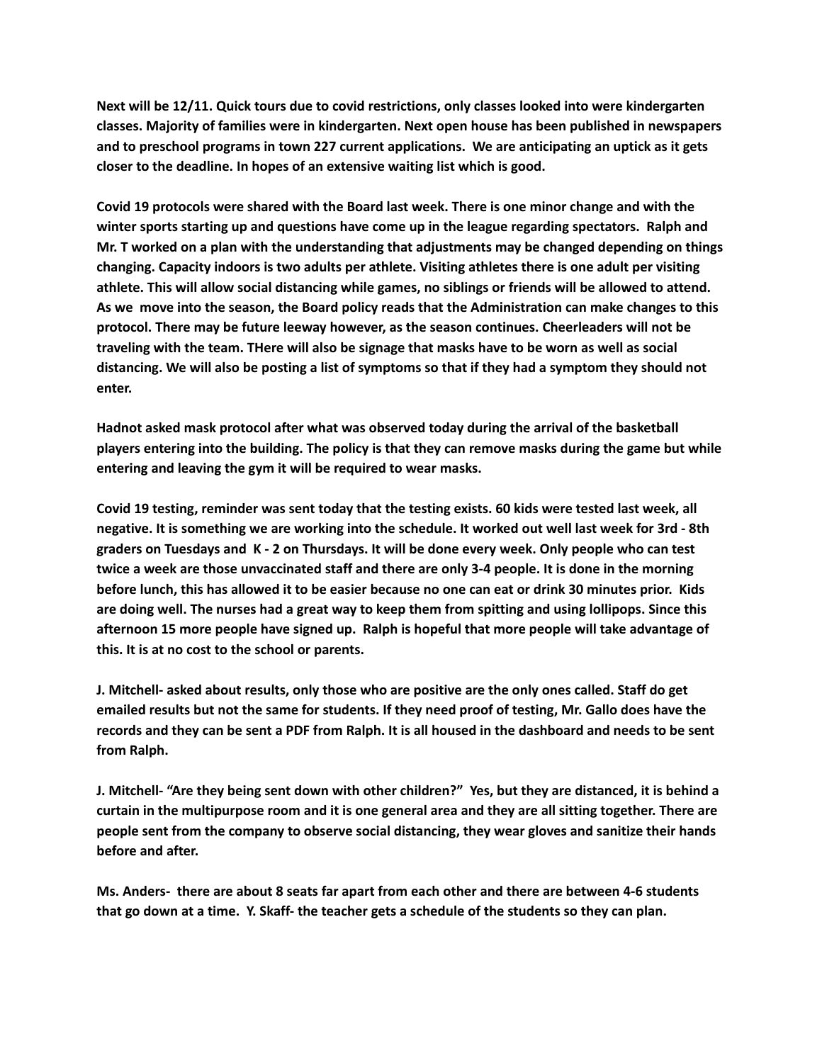**Next will be 12/11. Quick tours due to covid restrictions, only classes looked into were kindergarten classes. Majority of families were in kindergarten. Next open house has been published in newspapers and to preschool programs in town 227 current applications.  We are anticipating an uptick as it gets closer to the deadline. In hopes of an extensive waiting list which is good.**

**Covid 19 protocols were shared with the Board last week. There is one minor change and with the winter sports starting up and questions have come up in the league regarding spectators.  Ralph and Mr. T worked on a plan with the understanding that adjustments may be changed depending on things changing. Capacity indoors is two adults per athlete. Visiting athletes there is one adult per visiting athlete. This will allow social distancing while games, no siblings or friends will be allowed to attend. As we  move into the season, the Board policy reads that the Administration can make changes to this protocol. There may be future leeway however, as the season continues. Cheerleaders will not be traveling with the team. THere will also be signage that masks have to be worn as well as social distancing. We will also be posting a list of symptoms so that if they had a symptom they should not enter.**

**Hadnot asked mask protocol after what was observed today during the arrival of the basketball players entering into the building. The policy is that they can remove masks during the game but while entering and leaving the gym it will be required to wear masks.**

**Covid 19 testing, reminder was sent today that the testing exists. 60 kids were tested last week, all negative. It is something we are working into the schedule. It worked out well last week for 3rd - 8th graders on Tuesdays and  K - 2 on Thursdays. It will be done every week. Only people who can test twice a week are those unvaccinated staff and there are only 3-4 people. It is done in the morning before lunch, this has allowed it to be easier because no one can eat or drink 30 minutes prior.  Kids are doing well. The nurses had a great way to keep them from spitting and using lollipops. Since this afternoon 15 more people have signed up.  Ralph is hopeful that more people will take advantage of this. It is at no cost to the school or parents.**

**J. Mitchell- asked about results, only those who are positive are the only ones called. Staff do get emailed results but not the same for students. If they need proof of testing, Mr. Gallo does have the records and they can be sent a PDF from Ralph. It is all housed in the dashboard and needs to be sent from Ralph.**

**J. Mitchell- "Are they being sent down with other children?"  Yes, but they are distanced, it is behind a curtain in the multipurpose room and it is one general area and they are all sitting together. There are people sent from the company to observe social distancing, they wear gloves and sanitize their hands before and after.**

**Ms. Anders-  there are about 8 seats far apart from each other and there are between 4-6 students that go down at a time.  Y. Skaff- the teacher gets a schedule of the students so they can plan.**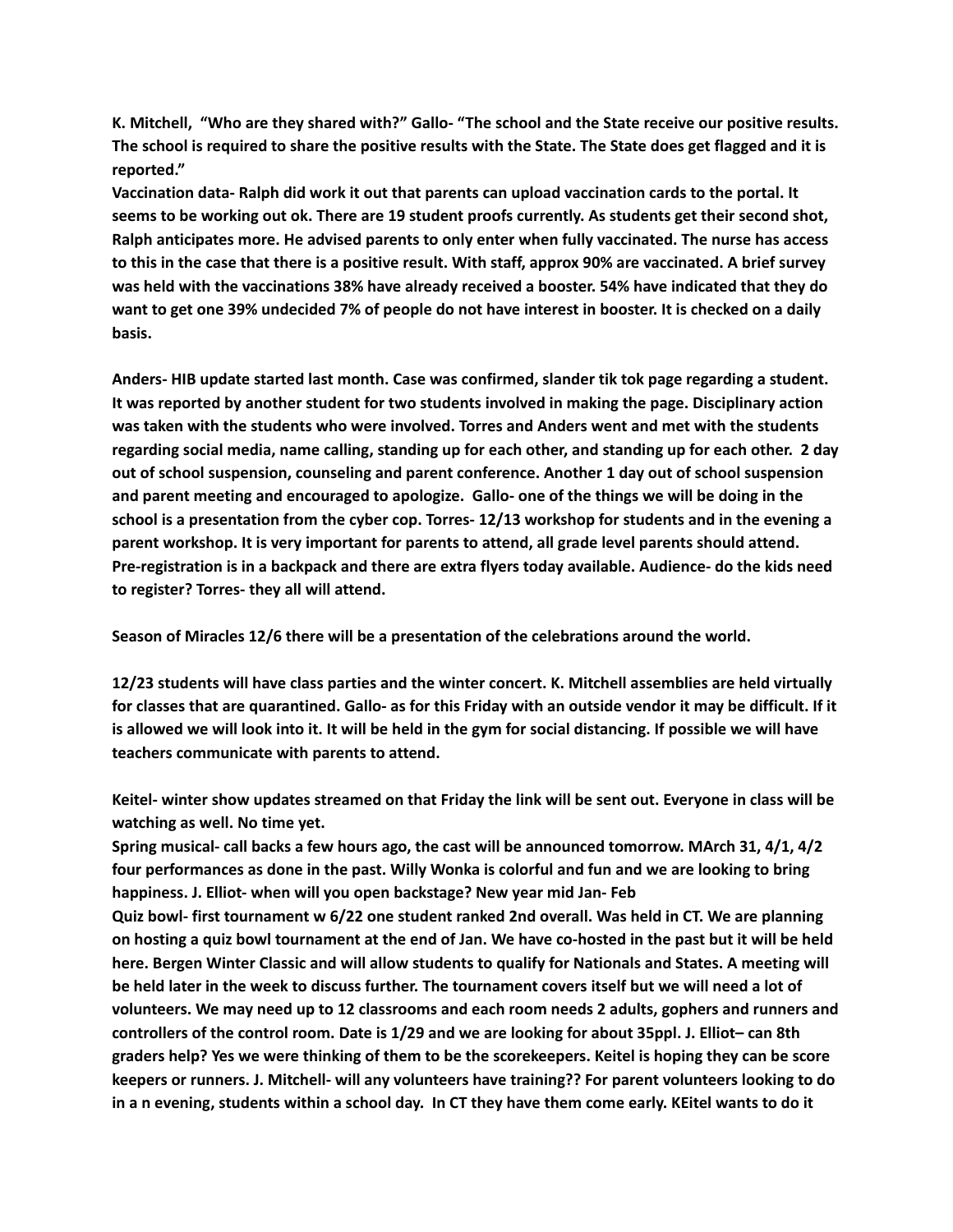**K. Mitchell, "Who are they shared with?" Gallo- "The school and the State receive our positive results. The school is required to share the positive results with the State. The State does get flagged and it is reported."**
**Vaccination data- Ralph did work it out that parents can upload vaccination cards to the portal. It seems to be working out ok. There are 19 student proofs currently. As students get their second shot, Ralph anticipates more. He advised parents to only enter when fully vaccinated. The nurse has access to this in the case that there is a positive result. With staff, approx 90% are vaccinated. A brief survey was held with the vaccinations 38% have already received a booster. 54% have indicated that they do want to get one 39% undecided 7% of people do not have interest in booster. It is checked on a daily basis.**

**Anders- HIB update started last month. Case was confirmed, slander tik tok page regarding a student. It was reported by another student for two students involved in making the page. Disciplinary action was taken with the students who were involved. Torres and Anders went and met with the students regarding social media, name calling, standing up for each other, and standing up for each other. 2 day out of school suspension, counseling and parent conference. Another 1 day out of school suspension and parent meeting and encouraged to apologize. Gallo- one of the things we will be doing in the school is a presentation from the cyber cop. Torres- 12/13 workshop for students and in the evening a parent workshop. It is very important for parents to attend, all grade level parents should attend. Pre-registration is in a backpack and there are extra flyers today available. Audience- do the kids need to register? Torres- they all will attend.**

**Season of Miracles 12/6 there will be a presentation of the celebrations around the world.**

**12/23 students will have class parties and the winter concert. K. Mitchell assemblies are held virtually for classes that are quarantined. Gallo- as for this Friday with an outside vendor it may be difficult. If it is allowed we will look into it. It will be held in the gym for social distancing. If possible we will have teachers communicate with parents to attend.**

**Keitel- winter show updates streamed on that Friday the link will be sent out. Everyone in class will be watching as well. No time yet.**
**Spring musical- call backs a few hours ago, the cast will be announced tomorrow. MArch 31, 4/1, 4/2 four performances as done in the past. Willy Wonka is colorful and fun and we are looking to bring happiness. J. Elliot- when will you open backstage? New year mid Jan- Feb**
**Quiz bowl- first tournament w 6/22 one student ranked 2nd overall. Was held in CT. We are planning on hosting a quiz bowl tournament at the end of Jan. We have co-hosted in the past but it will be held here. Bergen Winter Classic and will allow students to qualify for Nationals and States. A meeting will be held later in the week to discuss further. The tournament covers itself but we will need a lot of volunteers. We may need up to 12 classrooms and each room needs 2 adults, gophers and runners and controllers of the control room. Date is 1/29 and we are looking for about 35ppl. J. Elliot– can 8th graders help? Yes we were thinking of them to be the scorekeepers. Keitel is hoping they can be score keepers or runners. J. Mitchell- will any volunteers have training?? For parent volunteers looking to do in a n evening, students within a school day. In CT they have them come early. KEitel wants to do it**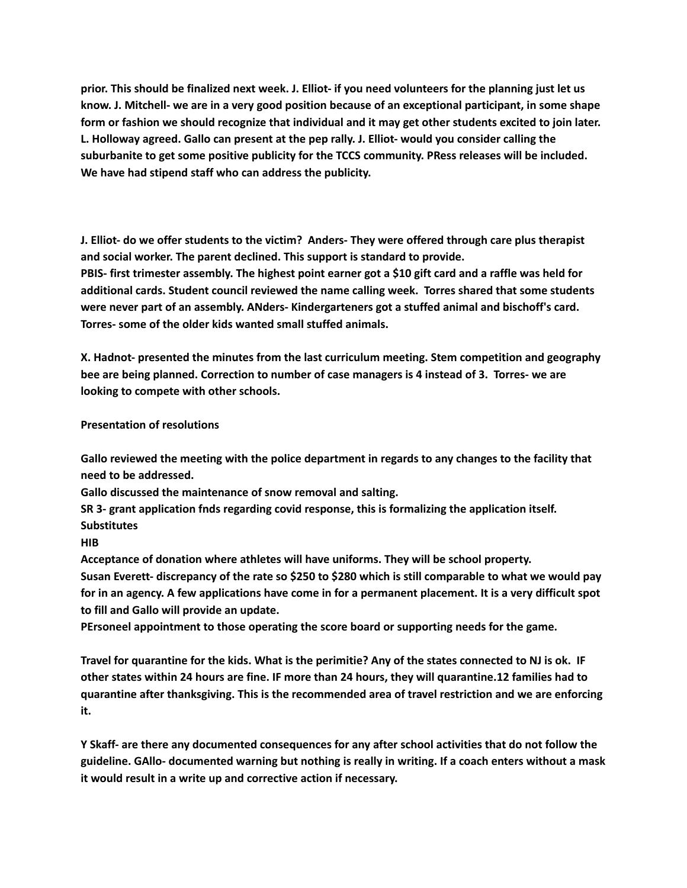**prior. This should be finalized next week. J. Elliot- if you need volunteers for the planning just let us know. J. Mitchell- we are in a very good position because of an exceptional participant, in some shape form or fashion we should recognize that individual and it may get other students excited to join later. L. Holloway agreed. Gallo can present at the pep rally. J. Elliot- would you consider calling the suburbanite to get some positive publicity for the TCCS community. PRess releases will be included. We have had stipend staff who can address the publicity.**

**J. Elliot- do we offer students to the victim? Anders- They were offered through care plus therapist and social worker. The parent declined. This support is standard to provide.**
**PBIS- first trimester assembly. The highest point earner got a $10 gift card and a raffle was held for additional cards. Student council reviewed the name calling week. Torres shared that some students were never part of an assembly. ANders- Kindergarteners got a stuffed animal and bischoff's card. Torres- some of the older kids wanted small stuffed animals.**

**X. Hadnot- presented the minutes from the last curriculum meeting. Stem competition and geography bee are being planned. Correction to number of case managers is 4 instead of 3. Torres- we are looking to compete with other schools.**

**Presentation of resolutions**

**Gallo reviewed the meeting with the police department in regards to any changes to the facility that need to be addressed.**
**Gallo discussed the maintenance of snow removal and salting.**
**SR 3- grant application fnds regarding covid response, this is formalizing the application itself.**
**Substitutes**
**HIB**
**Acceptance of donation where athletes will have uniforms. They will be school property.**
**Susan Everett- discrepancy of the rate so $250 to $280 which is still comparable to what we would pay for in an agency. A few applications have come in for a permanent placement. It is a very difficult spot to fill and Gallo will provide an update.**
**PErsoneel appointment to those operating the score board or supporting needs for the game.**

**Travel for quarantine for the kids. What is the perimitie? Any of the states connected to NJ is ok. IF other states within 24 hours are fine. IF more than 24 hours, they will quarantine.12 families had to quarantine after thanksgiving. This is the recommended area of travel restriction and we are enforcing it.**

**Y Skaff- are there any documented consequences for any after school activities that do not follow the guideline. GAllo- documented warning but nothing is really in writing. If a coach enters without a mask it would result in a write up and corrective action if necessary.**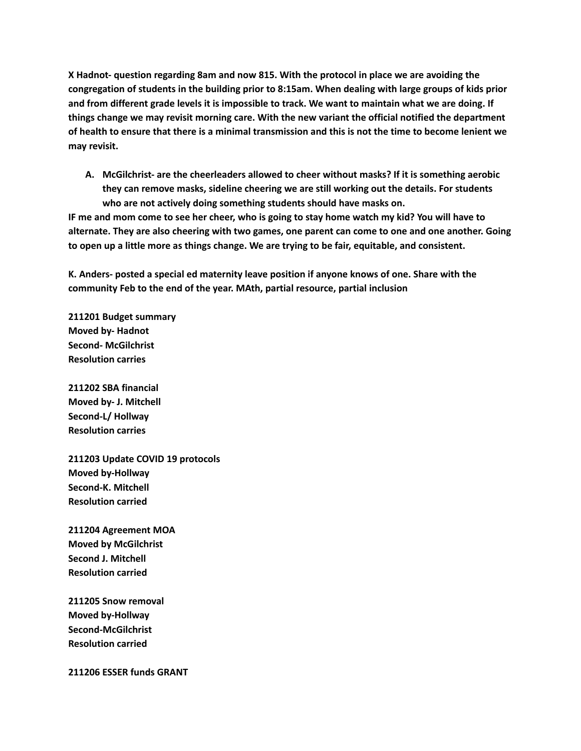**X Hadnot- question regarding 8am and now 815. With the protocol in place we are avoiding the congregation of students in the building prior to 8:15am. When dealing with large groups of kids prior and from different grade levels it is impossible to track. We want to maintain what we are doing. If things change we may revisit morning care. With the new variant the official notified the department of health to ensure that there is a minimal transmission and this is not the time to become lenient we may revisit.**

A. **McGilchrist- are the cheerleaders allowed to cheer without masks? If it is something aerobic they can remove masks, sideline cheering we are still working out the details. For students who are not actively doing something students should have masks on.**

**IF me and mom come to see her cheer, who is going to stay home watch my kid? You will have to alternate. They are also cheering with two games, one parent can come to one and one another. Going to open up a little more as things change. We are trying to be fair, equitable, and consistent.**

**K. Anders- posted a special ed maternity leave position if anyone knows of one. Share with the community Feb to the end of the year. MAth, partial resource, partial inclusion**

**211201 Budget summary**
**Moved by- Hadnot**
**Second- McGilchrist**
**Resolution carries**

**211202 SBA financial**
**Moved by- J. Mitchell**
**Second-L/ Hollway**
**Resolution carries**

**211203 Update COVID 19 protocols**
**Moved by-Hollway**
**Second-K. Mitchell**
**Resolution carried**

**211204 Agreement MOA**
**Moved by McGilchrist**
**Second J. Mitchell**
**Resolution carried**

**211205 Snow removal**
**Moved by-Hollway**
**Second-McGilchrist**
**Resolution carried**

**211206 ESSER funds GRANT**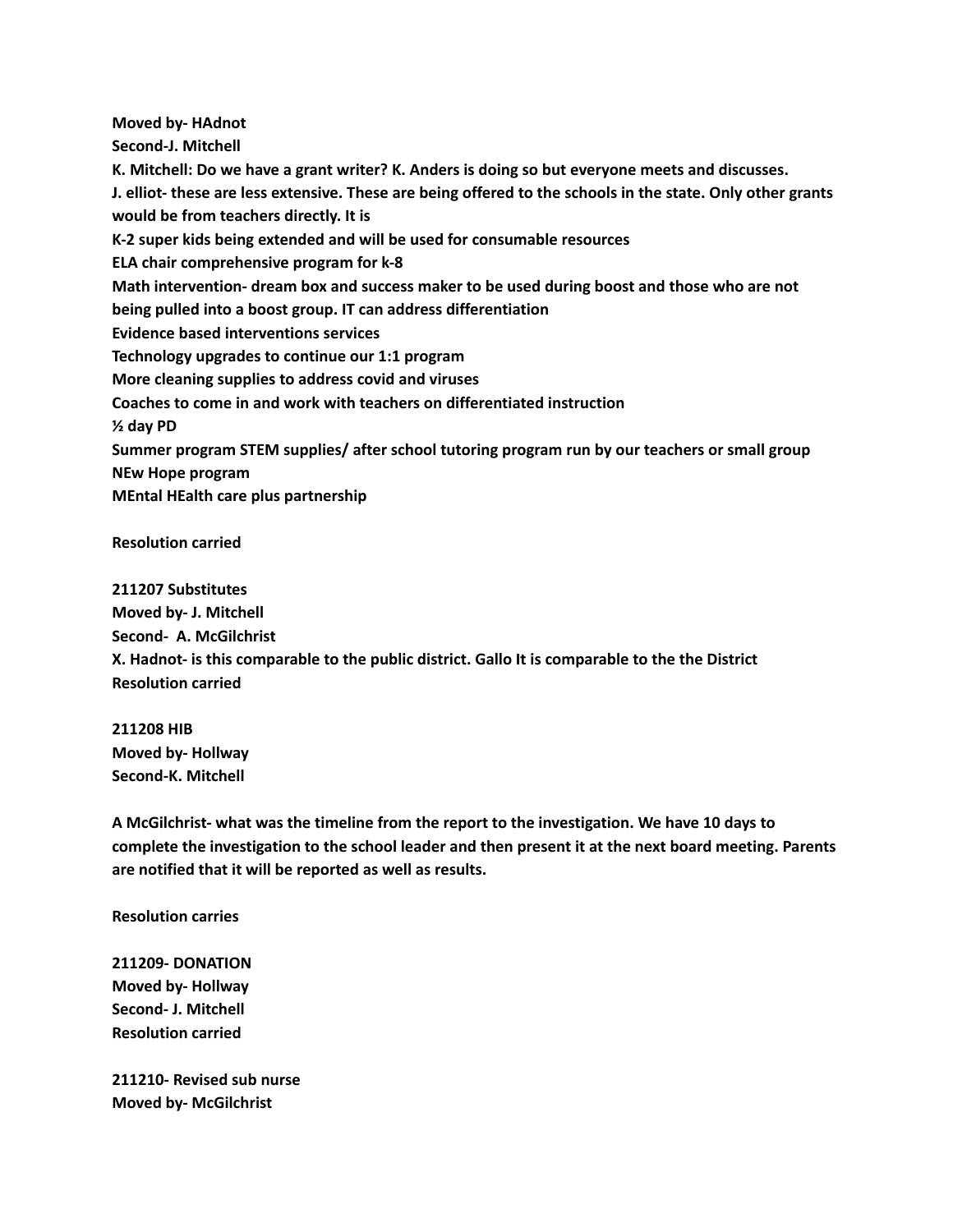**Moved by- HAdnot**
**Second-J. Mitchell**
**K. Mitchell: Do we have a grant writer? K. Anders is doing so but everyone meets and discusses.**
**J. elliot- these are less extensive. These are being offered to the schools in the state. Only other grants would be from teachers directly. It is**
**K-2 super kids being extended and will be used for consumable resources**
**ELA chair comprehensive program for k-8**
**Math intervention- dream box and success maker to be used during boost and those who are not being pulled into a boost group. IT can address differentiation**
**Evidence based interventions services**
**Technology upgrades to continue our 1:1 program**
**More cleaning supplies to address covid and viruses**
**Coaches to come in and work with teachers on differentiated instruction**
**½ day PD**
**Summer program STEM supplies/ after school tutoring program run by our teachers or small group**
**NEw Hope program**
**MEntal HEalth care plus partnership**

**Resolution carried**

**211207 Substitutes**
**Moved by- J. Mitchell**
**Second- A. McGilchrist**
**X. Hadnot- is this comparable to the public district. Gallo It is comparable to the the District**
**Resolution carried**

**211208 HIB**
**Moved by- Hollway**
**Second-K. Mitchell**

**A McGilchrist- what was the timeline from the report to the investigation. We have 10 days to complete the investigation to the school leader and then present it at the next board meeting. Parents are notified that it will be reported as well as results.**

**Resolution carries**

**211209- DONATION**
**Moved by- Hollway**
**Second- J. Mitchell**
**Resolution carried**

**211210- Revised sub nurse**
**Moved by- McGilchrist**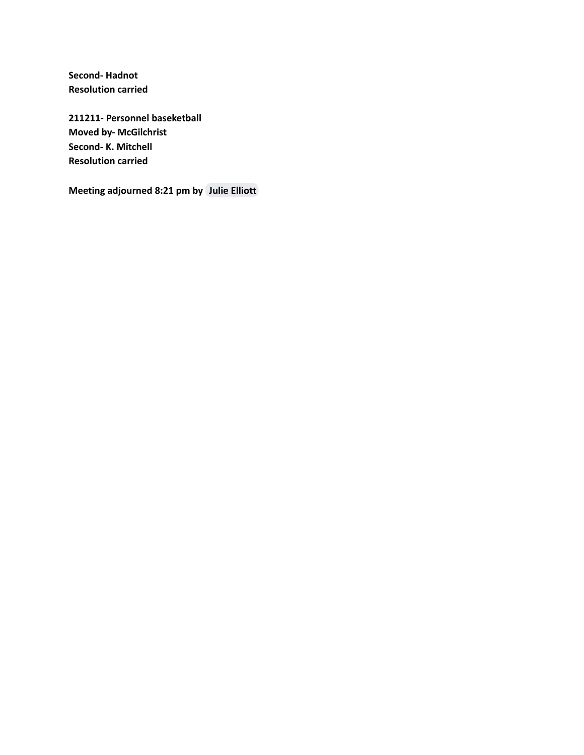**Second- Hadnot**
**Resolution carried**

**211211- Personnel baseketball**
**Moved by- McGilchrist**
**Second- K. Mitchell**
**Resolution carried**

**Meeting adjourned 8:21 pm by Julie Elliott**